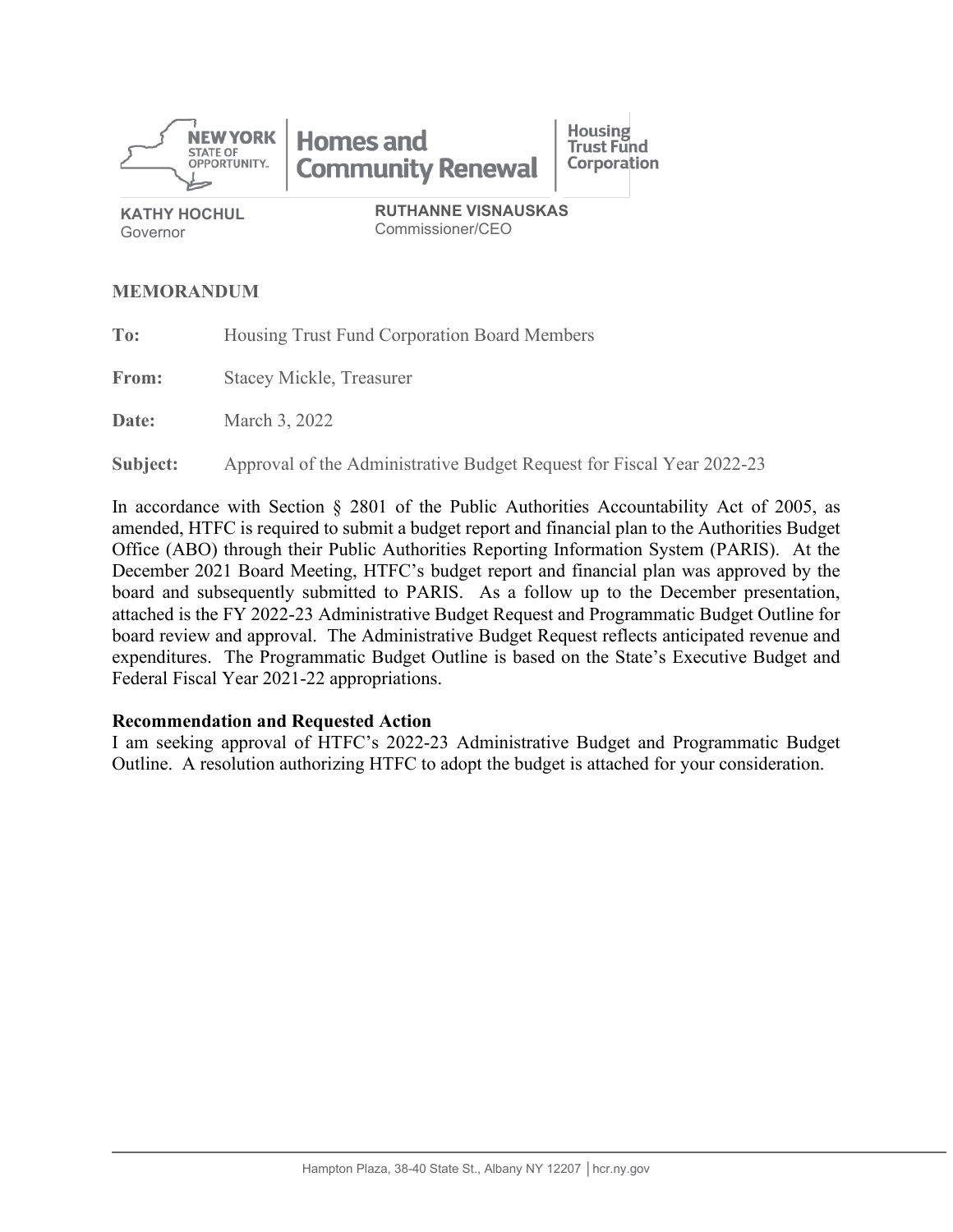NEW YORK STATE OF OPPORTUNITY. | Homes and Community Renewal | Housing Trust Fund Corporation

**KATHY HOCHUL**
Governor

**RUTHANNE VISNAUSKAS**
Commissioner/CEO

## MEMORANDUM

**To:** Housing Trust Fund Corporation Board Members

**From:** Stacey Mickle, Treasurer

**Date:** March 3, 2022

**Subject:** Approval of the Administrative Budget Request for Fiscal Year 2022-23

In accordance with Section § 2801 of the Public Authorities Accountability Act of 2005, as amended, HTFC is required to submit a budget report and financial plan to the Authorities Budget Office (ABO) through their Public Authorities Reporting Information System (PARIS). At the December 2021 Board Meeting, HTFC's budget report and financial plan was approved by the board and subsequently submitted to PARIS. As a follow up to the December presentation, attached is the FY 2022-23 Administrative Budget Request and Programmatic Budget Outline for board review and approval. The Administrative Budget Request reflects anticipated revenue and expenditures. The Programmatic Budget Outline is based on the State's Executive Budget and Federal Fiscal Year 2021-22 appropriations.

**Recommendation and Requested Action**

I am seeking approval of HTFC's 2022-23 Administrative Budget and Programmatic Budget Outline. A resolution authorizing HTFC to adopt the budget is attached for your consideration.

Hampton Plaza, 38-40 State St., Albany NY 12207 | hcr.ny.gov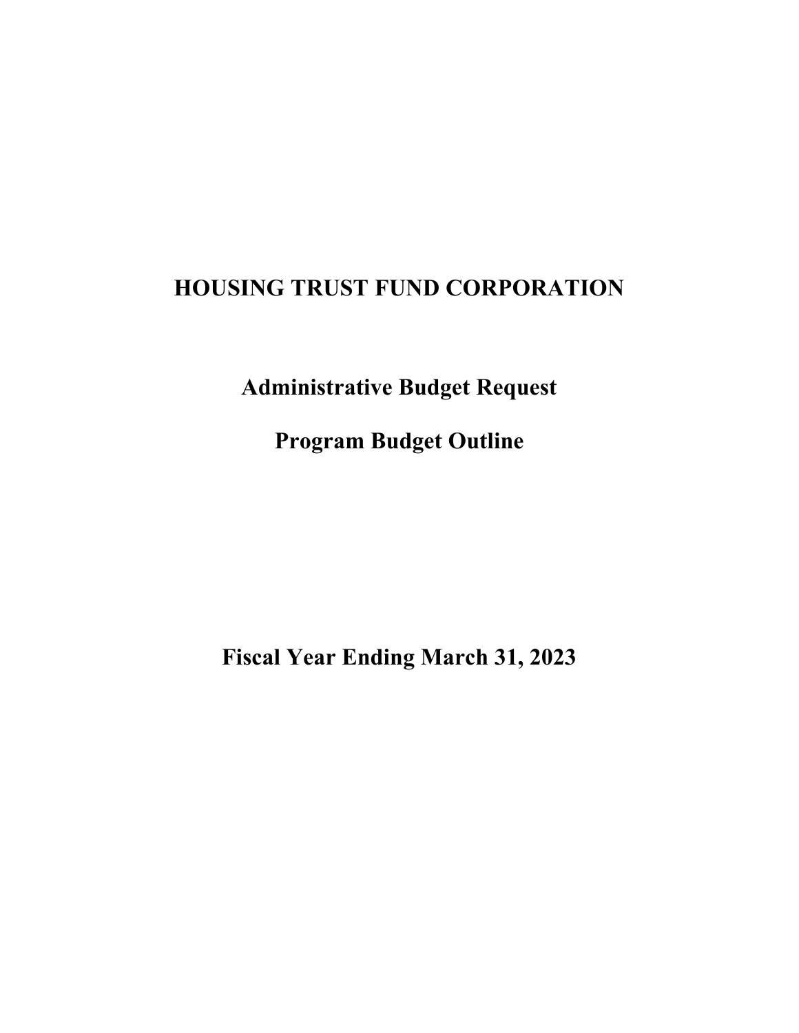# HOUSING TRUST FUND CORPORATION

## Administrative Budget Request

## Program Budget Outline

## Fiscal Year Ending March 31, 2023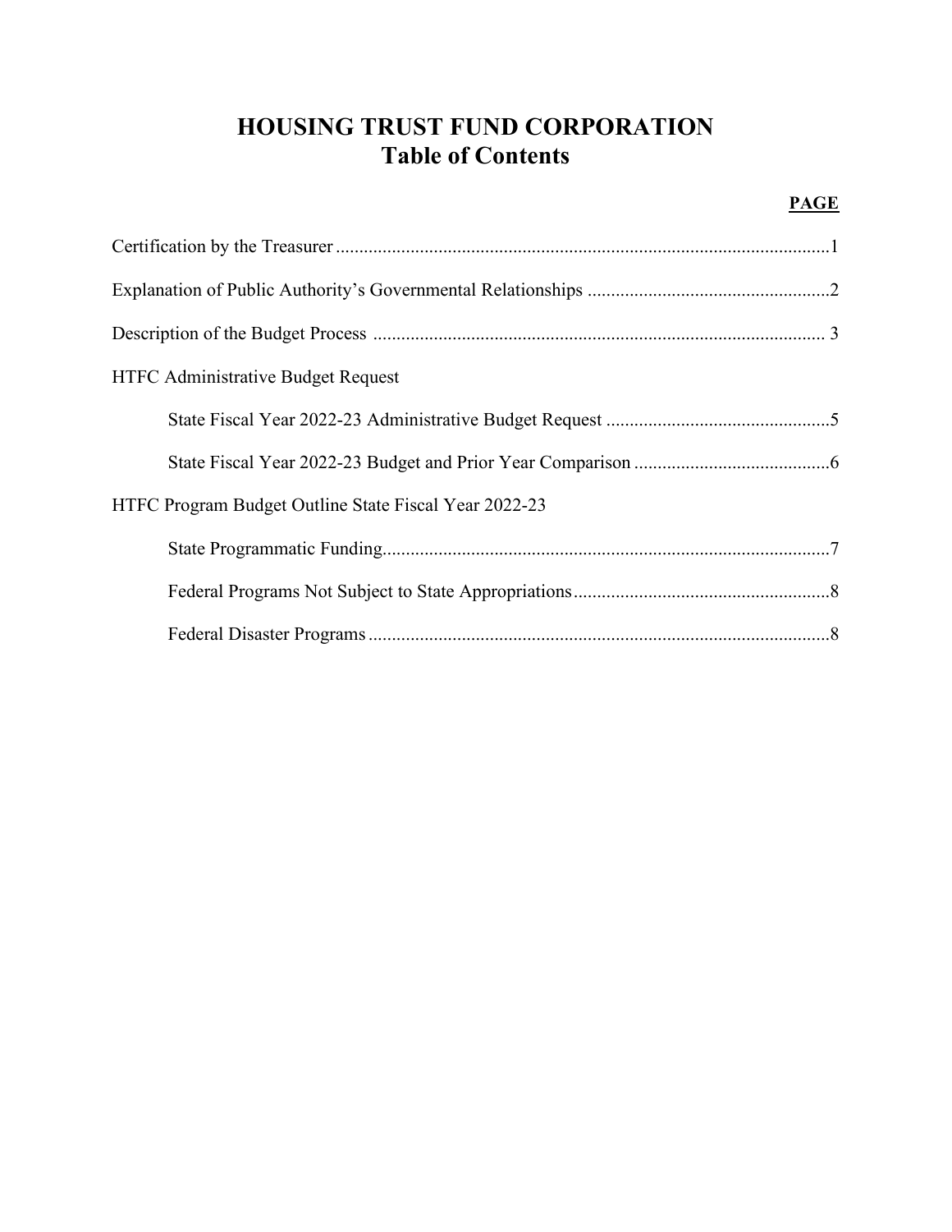# HOUSING TRUST FUND CORPORATION
## Table of Contents

| | PAGE |
|---|---|
| Certification by the Treasurer | 1 |
| Explanation of Public Authority's Governmental Relationships | 2 |
| Description of the Budget Process | 3 |
| HTFC Administrative Budget Request | |
| State Fiscal Year 2022-23 Administrative Budget Request | 5 |
| State Fiscal Year 2022-23 Budget and Prior Year Comparison | 6 |
| HTFC Program Budget Outline State Fiscal Year 2022-23 | |
| State Programmatic Funding | 7 |
| Federal Programs Not Subject to State Appropriations | 8 |
| Federal Disaster Programs | 8 |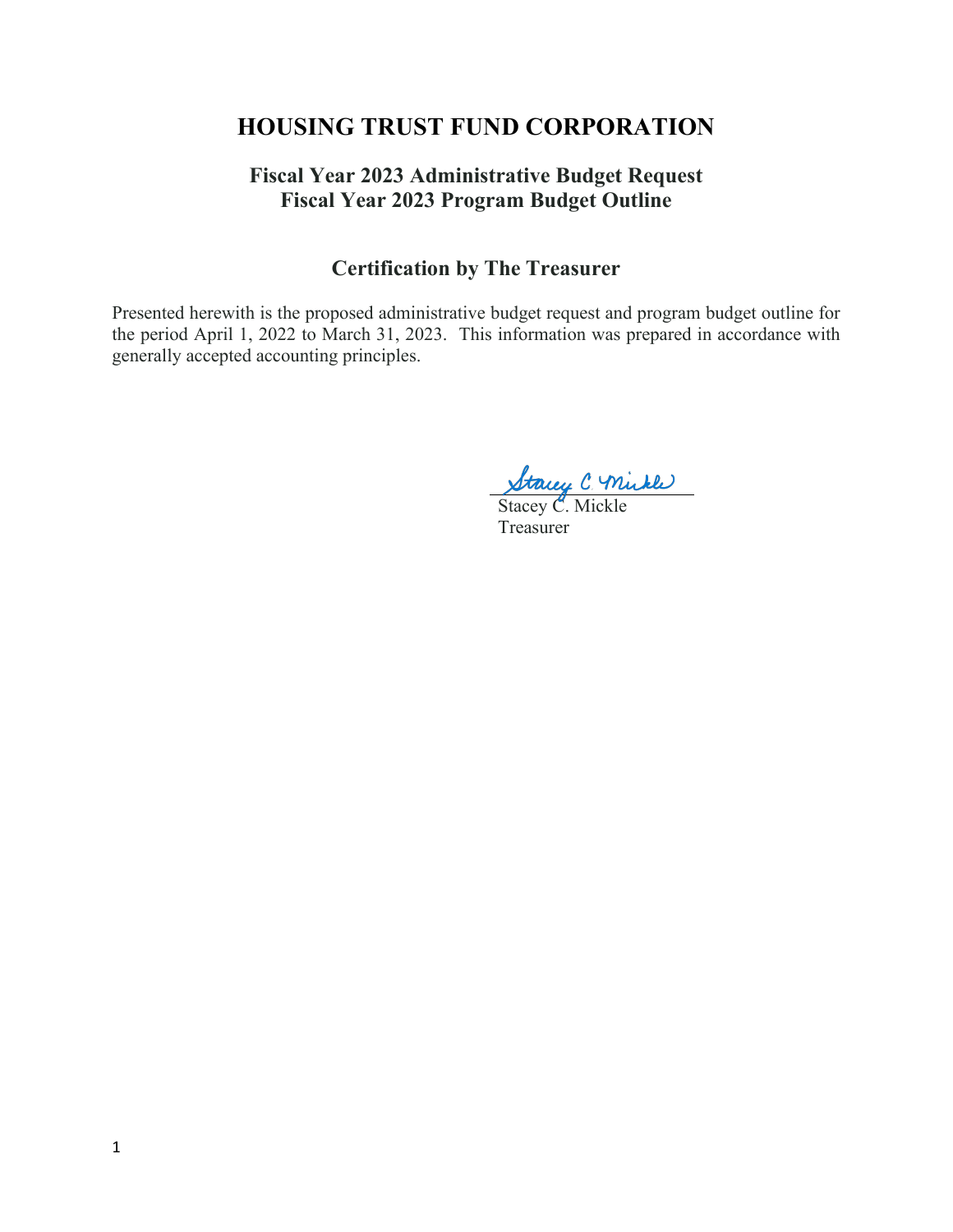# HOUSING TRUST FUND CORPORATION

## Fiscal Year 2023 Administrative Budget Request
## Fiscal Year 2023 Program Budget Outline

### Certification by The Treasurer

Presented herewith is the proposed administrative budget request and program budget outline for the period April 1, 2022 to March 31, 2023. This information was prepared in accordance with generally accepted accounting principles.

Stacey C. Mickle
Treasurer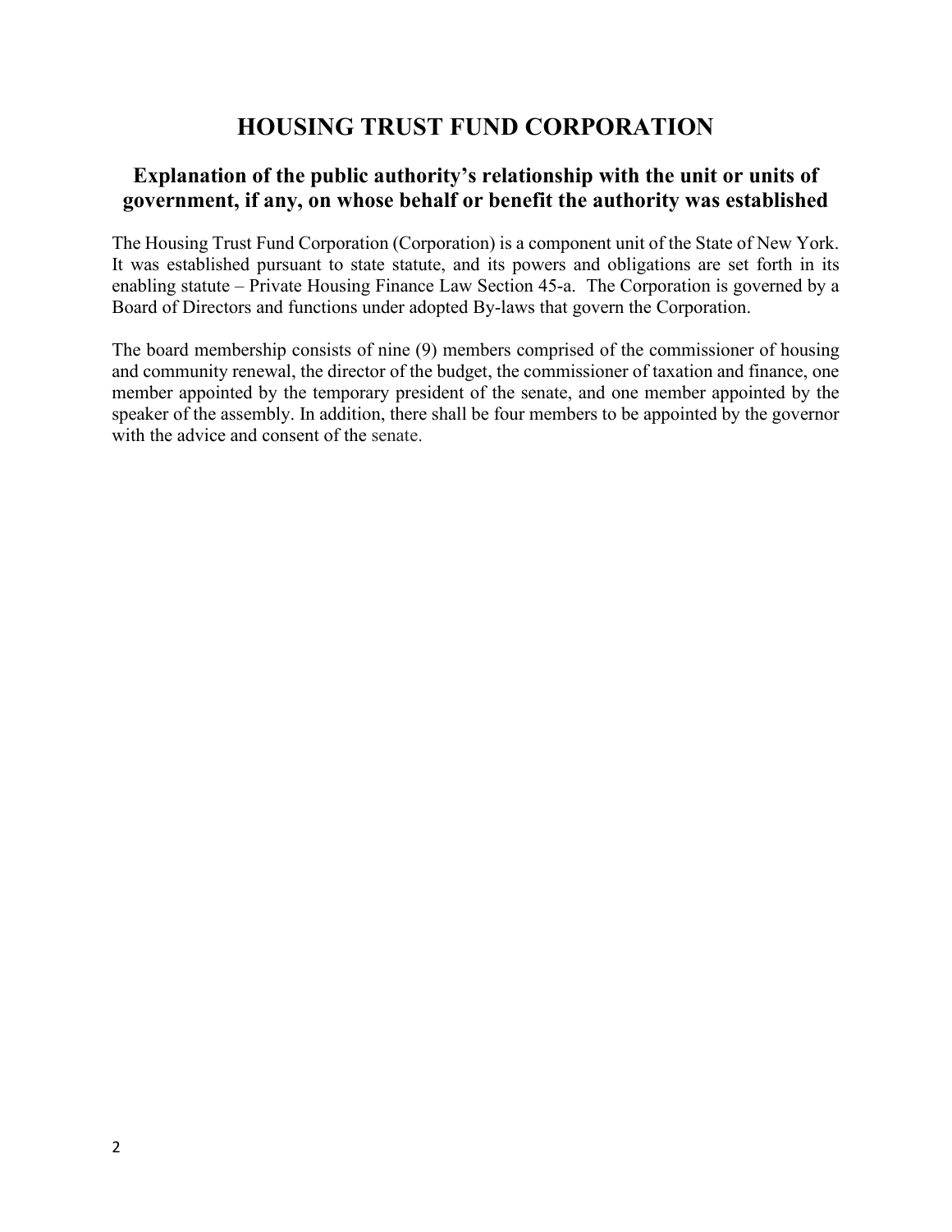# HOUSING TRUST FUND CORPORATION

## Explanation of the public authority's relationship with the unit or units of government, if any, on whose behalf or benefit the authority was established

The Housing Trust Fund Corporation (Corporation) is a component unit of the State of New York. It was established pursuant to state statute, and its powers and obligations are set forth in its enabling statute – Private Housing Finance Law Section 45-a. The Corporation is governed by a Board of Directors and functions under adopted By-laws that govern the Corporation.

The board membership consists of nine (9) members comprised of the commissioner of housing and community renewal, the director of the budget, the commissioner of taxation and finance, one member appointed by the temporary president of the senate, and one member appointed by the speaker of the assembly. In addition, there shall be four members to be appointed by the governor with the advice and consent of the senate.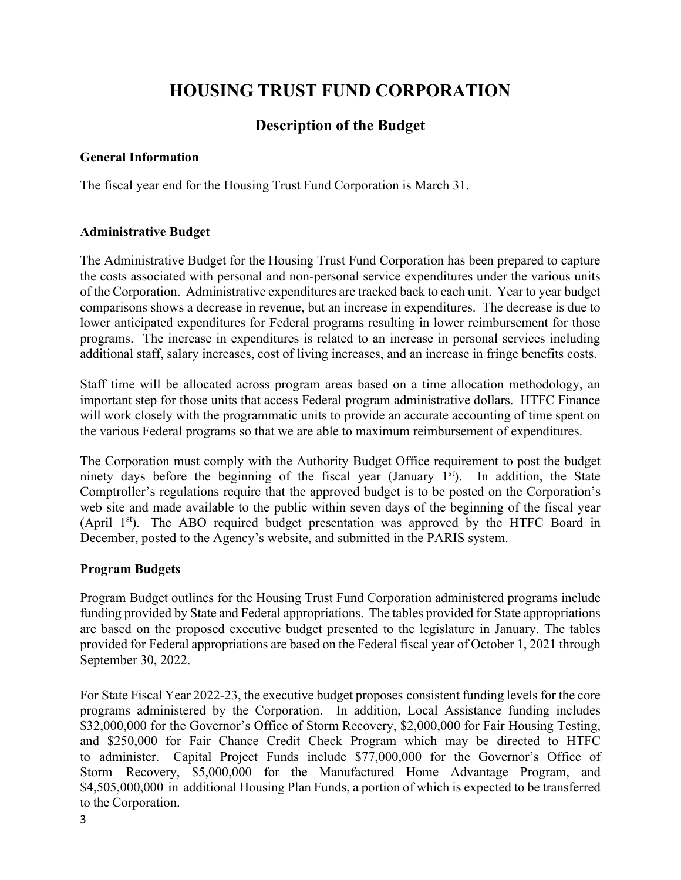# HOUSING TRUST FUND CORPORATION

## Description of the Budget

**General Information**

The fiscal year end for the Housing Trust Fund Corporation is March 31.

**Administrative Budget**

The Administrative Budget for the Housing Trust Fund Corporation has been prepared to capture the costs associated with personal and non-personal service expenditures under the various units of the Corporation. Administrative expenditures are tracked back to each unit. Year to year budget comparisons shows a decrease in revenue, but an increase in expenditures. The decrease is due to lower anticipated expenditures for Federal programs resulting in lower reimbursement for those programs. The increase in expenditures is related to an increase in personal services including additional staff, salary increases, cost of living increases, and an increase in fringe benefits costs.

Staff time will be allocated across program areas based on a time allocation methodology, an important step for those units that access Federal program administrative dollars. HTFC Finance will work closely with the programmatic units to provide an accurate accounting of time spent on the various Federal programs so that we are able to maximum reimbursement of expenditures.

The Corporation must comply with the Authority Budget Office requirement to post the budget ninety days before the beginning of the fiscal year (January 1st). In addition, the State Comptroller's regulations require that the approved budget is to be posted on the Corporation's web site and made available to the public within seven days of the beginning of the fiscal year (April 1st). The ABO required budget presentation was approved by the HTFC Board in December, posted to the Agency's website, and submitted in the PARIS system.

**Program Budgets**

Program Budget outlines for the Housing Trust Fund Corporation administered programs include funding provided by State and Federal appropriations. The tables provided for State appropriations are based on the proposed executive budget presented to the legislature in January. The tables provided for Federal appropriations are based on the Federal fiscal year of October 1, 2021 through September 30, 2022.

For State Fiscal Year 2022-23, the executive budget proposes consistent funding levels for the core programs administered by the Corporation. In addition, Local Assistance funding includes $32,000,000 for the Governor's Office of Storm Recovery, $2,000,000 for Fair Housing Testing, and $250,000 for Fair Chance Credit Check Program which may be directed to HTFC to administer. Capital Project Funds include $77,000,000 for the Governor's Office of Storm Recovery, $5,000,000 for the Manufactured Home Advantage Program, and $4,505,000,000 in additional Housing Plan Funds, a portion of which is expected to be transferred to the Corporation.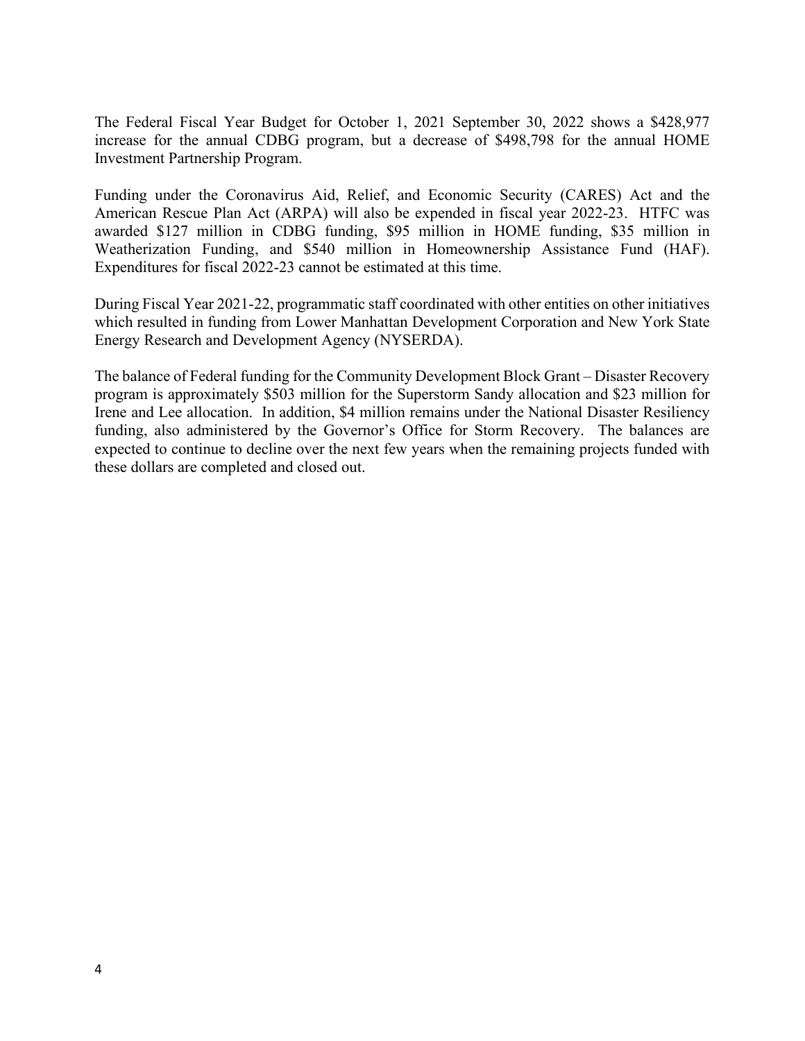The Federal Fiscal Year Budget for October 1, 2021 September 30, 2022 shows a $428,977 increase for the annual CDBG program, but a decrease of $498,798 for the annual HOME Investment Partnership Program.

Funding under the Coronavirus Aid, Relief, and Economic Security (CARES) Act and the American Rescue Plan Act (ARPA) will also be expended in fiscal year 2022-23. HTFC was awarded $127 million in CDBG funding, $95 million in HOME funding, $35 million in Weatherization Funding, and $540 million in Homeownership Assistance Fund (HAF). Expenditures for fiscal 2022-23 cannot be estimated at this time.

During Fiscal Year 2021-22, programmatic staff coordinated with other entities on other initiatives which resulted in funding from Lower Manhattan Development Corporation and New York State Energy Research and Development Agency (NYSERDA).

The balance of Federal funding for the Community Development Block Grant – Disaster Recovery program is approximately $503 million for the Superstorm Sandy allocation and $23 million for Irene and Lee allocation. In addition, $4 million remains under the National Disaster Resiliency funding, also administered by the Governor's Office for Storm Recovery. The balances are expected to continue to decline over the next few years when the remaining projects funded with these dollars are completed and closed out.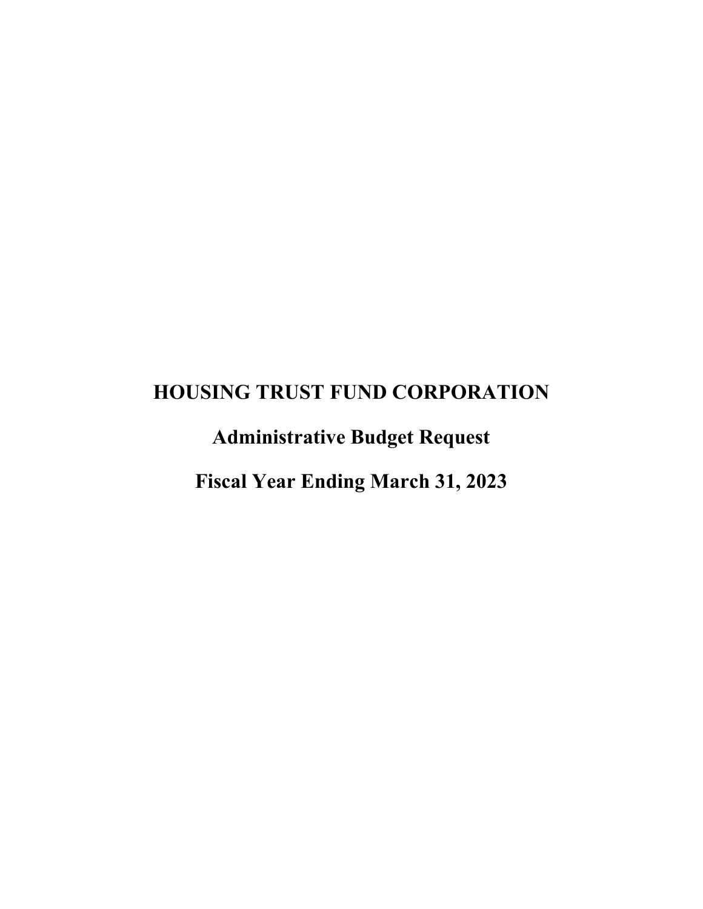# HOUSING TRUST FUND CORPORATION

## Administrative Budget Request

## Fiscal Year Ending March 31, 2023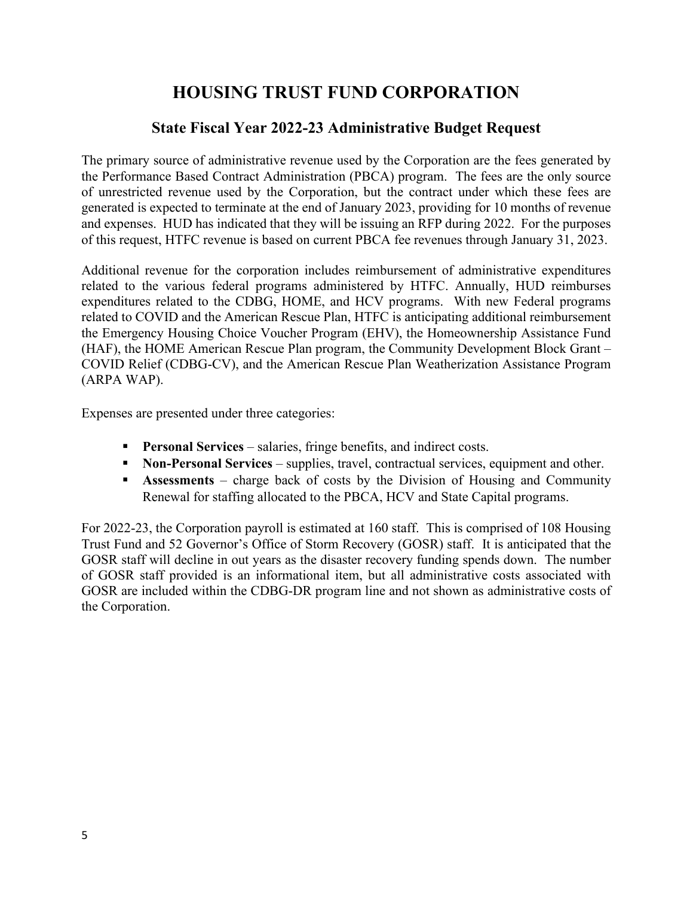# HOUSING TRUST FUND CORPORATION

## State Fiscal Year 2022-23 Administrative Budget Request

The primary source of administrative revenue used by the Corporation are the fees generated by the Performance Based Contract Administration (PBCA) program. The fees are the only source of unrestricted revenue used by the Corporation, but the contract under which these fees are generated is expected to terminate at the end of January 2023, providing for 10 months of revenue and expenses. HUD has indicated that they will be issuing an RFP during 2022. For the purposes of this request, HTFC revenue is based on current PBCA fee revenues through January 31, 2023.

Additional revenue for the corporation includes reimbursement of administrative expenditures related to the various federal programs administered by HTFC. Annually, HUD reimburses expenditures related to the CDBG, HOME, and HCV programs. With new Federal programs related to COVID and the American Rescue Plan, HTFC is anticipating additional reimbursement the Emergency Housing Choice Voucher Program (EHV), the Homeownership Assistance Fund (HAF), the HOME American Rescue Plan program, the Community Development Block Grant – COVID Relief (CDBG-CV), and the American Rescue Plan Weatherization Assistance Program (ARPA WAP).

Expenses are presented under three categories:

- **Personal Services** – salaries, fringe benefits, and indirect costs.
- **Non-Personal Services** – supplies, travel, contractual services, equipment and other.
- **Assessments** – charge back of costs by the Division of Housing and Community Renewal for staffing allocated to the PBCA, HCV and State Capital programs.

For 2022-23, the Corporation payroll is estimated at 160 staff. This is comprised of 108 Housing Trust Fund and 52 Governor's Office of Storm Recovery (GOSR) staff. It is anticipated that the GOSR staff will decline in out years as the disaster recovery funding spends down. The number of GOSR staff provided is an informational item, but all administrative costs associated with GOSR are included within the CDBG-DR program line and not shown as administrative costs of the Corporation.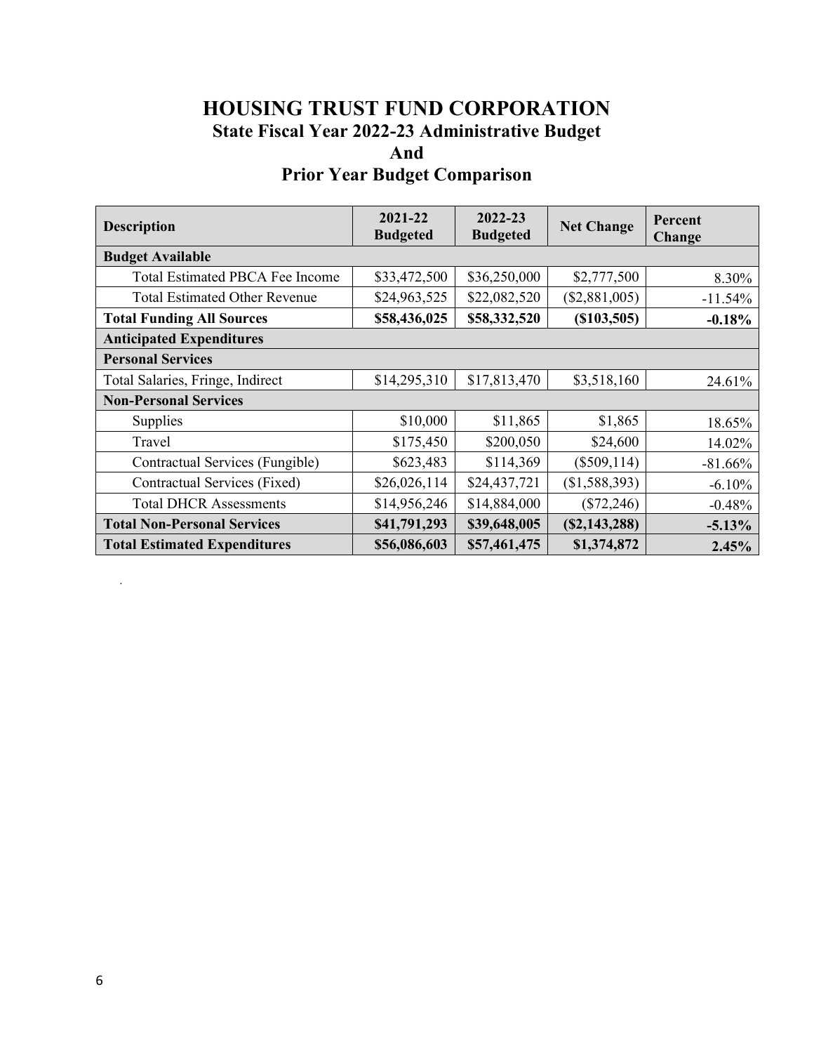# HOUSING TRUST FUND CORPORATION

## State Fiscal Year 2022-23 Administrative Budget

## And

## Prior Year Budget Comparison

| Description | 2021-22 Budgeted | 2022-23 Budgeted | Net Change | Percent Change |
|---|---|---|---|---|
| **Budget Available** | | | | |
| Total Estimated PBCA Fee Income | $33,472,500 | $36,250,000 | $2,777,500 | 8.30% |
| Total Estimated Other Revenue | $24,963,525 | $22,082,520 | ($2,881,005) | -11.54% |
| **Total Funding All Sources** | **$58,436,025** | **$58,332,520** | **($103,505)** | **-0.18%** |
| **Anticipated Expenditures** | | | | |
| **Personal Services** | | | | |
| Total Salaries, Fringe, Indirect | $14,295,310 | $17,813,470 | $3,518,160 | 24.61% |
| **Non-Personal Services** | | | | |
| Supplies | $10,000 | $11,865 | $1,865 | 18.65% |
| Travel | $175,450 | $200,050 | $24,600 | 14.02% |
| Contractual Services (Fungible) | $623,483 | $114,369 | ($509,114) | -81.66% |
| Contractual Services (Fixed) | $26,026,114 | $24,437,721 | ($1,588,393) | -6.10% |
| Total DHCR Assessments | $14,956,246 | $14,884,000 | ($72,246) | -0.48% |
| **Total Non-Personal Services** | **$41,791,293** | **$39,648,005** | **($2,143,288)** | **-5.13%** |
| **Total Estimated Expenditures** | **$56,086,603** | **$57,461,475** | **$1,374,872** | **2.45%** |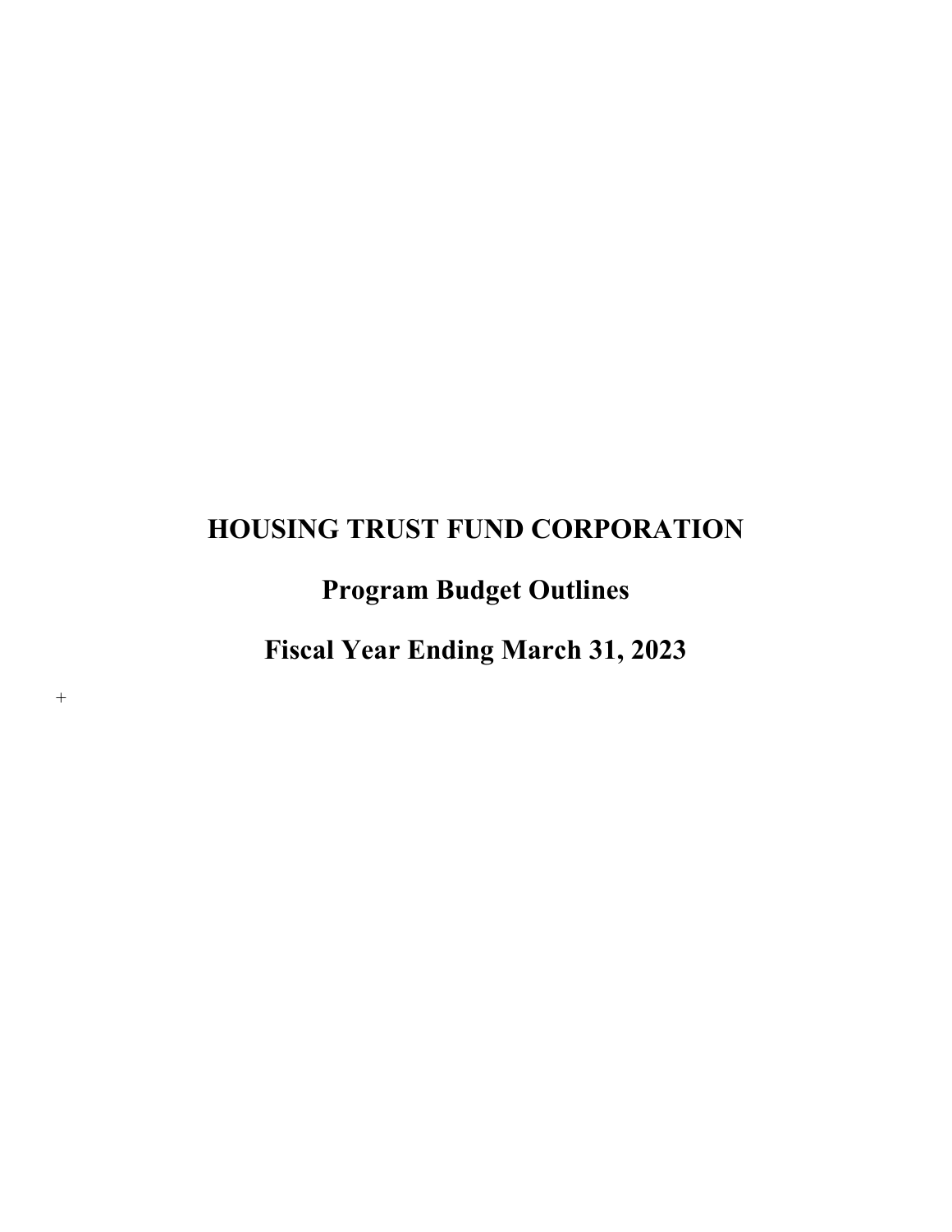# HOUSING TRUST FUND CORPORATION

## Program Budget Outlines

## Fiscal Year Ending March 31, 2023

+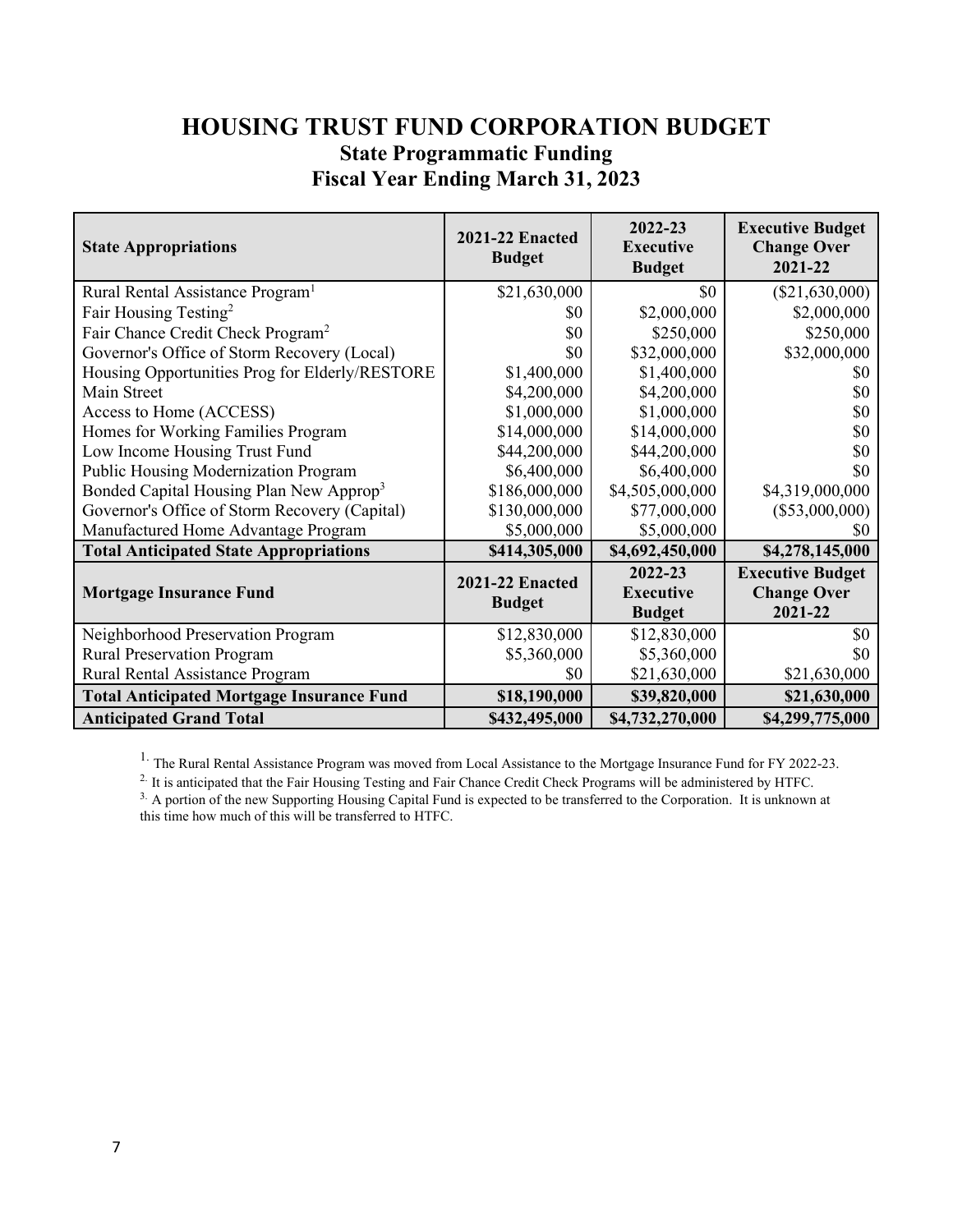# HOUSING TRUST FUND CORPORATION BUDGET

## State Programmatic Funding

## Fiscal Year Ending March 31, 2023

| State Appropriations | 2021-22 Enacted Budget | 2022-23 Executive Budget | Executive Budget Change Over 2021-22 |
|---|---|---|---|
| Rural Rental Assistance Program[1] | $21,630,000 | $0 | ($21,630,000) |
| Fair Housing Testing[2] | $0 | $2,000,000 | $2,000,000 |
| Fair Chance Credit Check Program[2] | $0 | $250,000 | $250,000 |
| Governor's Office of Storm Recovery (Local) | $0 | $32,000,000 | $32,000,000 |
| Housing Opportunities Prog for Elderly/RESTORE | $1,400,000 | $1,400,000 | $0 |
| Main Street | $4,200,000 | $4,200,000 | $0 |
| Access to Home (ACCESS) | $1,000,000 | $1,000,000 | $0 |
| Homes for Working Families Program | $14,000,000 | $14,000,000 | $0 |
| Low Income Housing Trust Fund | $44,200,000 | $44,200,000 | $0 |
| Public Housing Modernization Program | $6,400,000 | $6,400,000 | $0 |
| Bonded Capital Housing Plan New Approp[3] | $186,000,000 | $4,505,000,000 | $4,319,000,000 |
| Governor's Office of Storm Recovery (Capital) | $130,000,000 | $77,000,000 | ($53,000,000) |
| Manufactured Home Advantage Program | $5,000,000 | $5,000,000 | $0 |
| **Total Anticipated State Appropriations** | **$414,305,000** | **$4,692,450,000** | **$4,278,145,000** |
| **Mortgage Insurance Fund** | **2021-22 Enacted Budget** | **2022-23 Executive Budget** | **Executive Budget Change Over 2021-22** |
| Neighborhood Preservation Program | $12,830,000 | $12,830,000 | $0 |
| Rural Preservation Program | $5,360,000 | $5,360,000 | $0 |
| Rural Rental Assistance Program | $0 | $21,630,000 | $21,630,000 |
| **Total Anticipated Mortgage Insurance Fund** | **$18,190,000** | **$39,820,000** | **$21,630,000** |
| **Anticipated Grand Total** | **$432,495,000** | **$4,732,270,000** | **$4,299,775,000** |

[1] The Rural Rental Assistance Program was moved from Local Assistance to the Mortgage Insurance Fund for FY 2022-23.

[2] It is anticipated that the Fair Housing Testing and Fair Chance Credit Check Programs will be administered by HTFC.

[3] A portion of the new Supporting Housing Capital Fund is expected to be transferred to the Corporation. It is unknown at this time how much of this will be transferred to HTFC.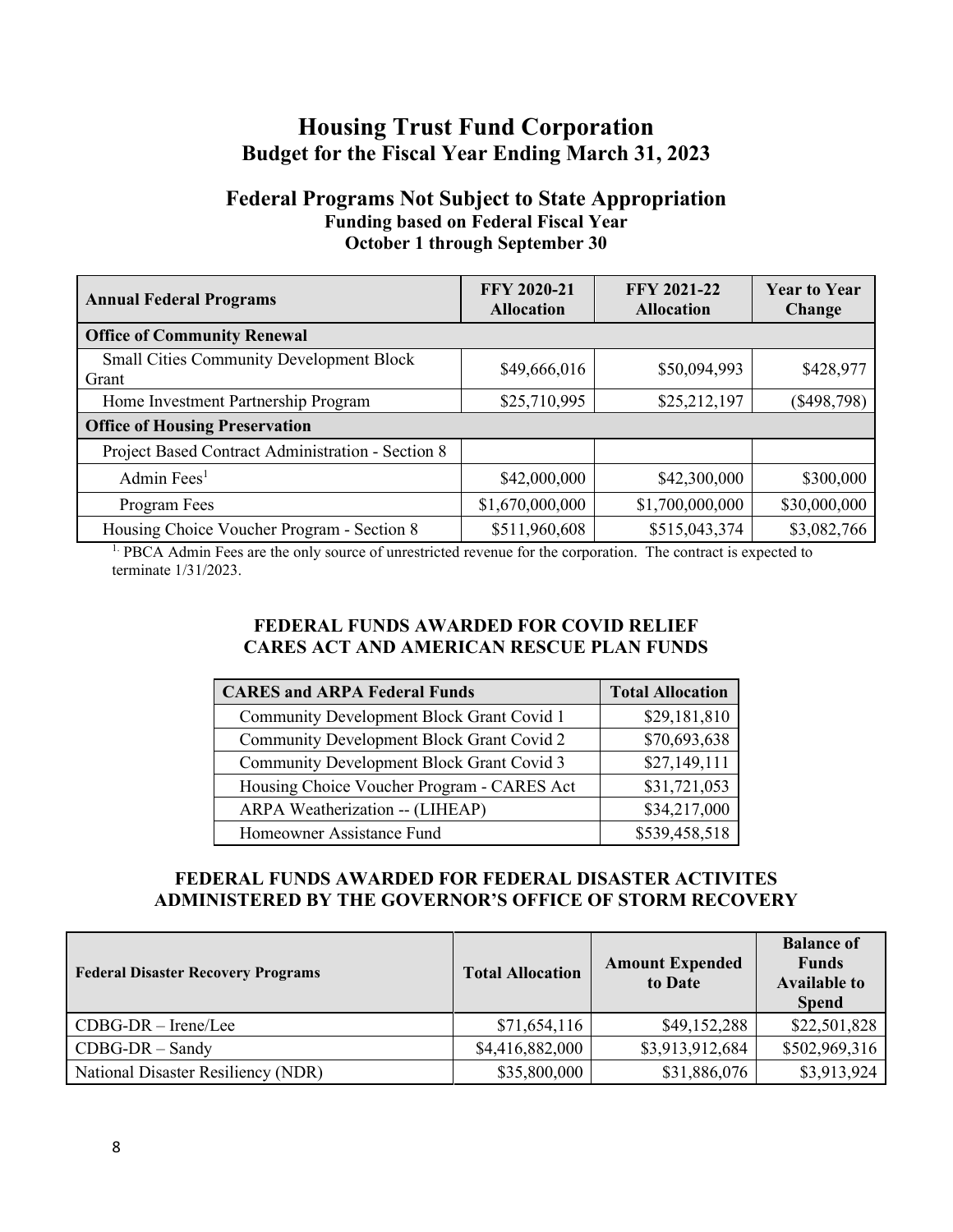# Housing Trust Fund Corporation
## Budget for the Fiscal Year Ending March 31, 2023

## Federal Programs Not Subject to State Appropriation
### Funding based on Federal Fiscal Year
### October 1 through September 30

| Annual Federal Programs | FFY 2020-21 Allocation | FFY 2021-22 Allocation | Year to Year Change |
|---|---|---|---|
| **Office of Community Renewal** | | | |
| Small Cities Community Development Block Grant | $49,666,016 | $50,094,993 | $428,977 |
| Home Investment Partnership Program | $25,710,995 | $25,212,197 | ($498,798) |
| **Office of Housing Preservation** | | | |
| Project Based Contract Administration - Section 8 | | | |
| Admin Fees[1] | $42,000,000 | $42,300,000 | $300,000 |
| Program Fees | $1,670,000,000 | $1,700,000,000 | $30,000,000 |
| Housing Choice Voucher Program - Section 8 | $511,960,608 | $515,043,374 | $3,082,766 |

[1] PBCA Admin Fees are the only source of unrestricted revenue for the corporation. The contract is expected to terminate 1/31/2023.

### FEDERAL FUNDS AWARDED FOR COVID RELIEF CARES ACT AND AMERICAN RESCUE PLAN FUNDS

| CARES and ARPA Federal Funds | Total Allocation |
|---|---|
| Community Development Block Grant Covid 1 | $29,181,810 |
| Community Development Block Grant Covid 2 | $70,693,638 |
| Community Development Block Grant Covid 3 | $27,149,111 |
| Housing Choice Voucher Program - CARES Act | $31,721,053 |
| ARPA Weatherization -- (LIHEAP) | $34,217,000 |
| Homeowner Assistance Fund | $539,458,518 |

### FEDERAL FUNDS AWARDED FOR FEDERAL DISASTER ACTIVITES ADMINISTERED BY THE GOVERNOR'S OFFICE OF STORM RECOVERY

| Federal Disaster Recovery Programs | Total Allocation | Amount Expended to Date | Balance of Funds Available to Spend |
|---|---|---|---|
| CDBG-DR – Irene/Lee | $71,654,116 | $49,152,288 | $22,501,828 |
| CDBG-DR – Sandy | $4,416,882,000 | $3,913,912,684 | $502,969,316 |
| National Disaster Resiliency (NDR) | $35,800,000 | $31,886,076 | $3,913,924 |